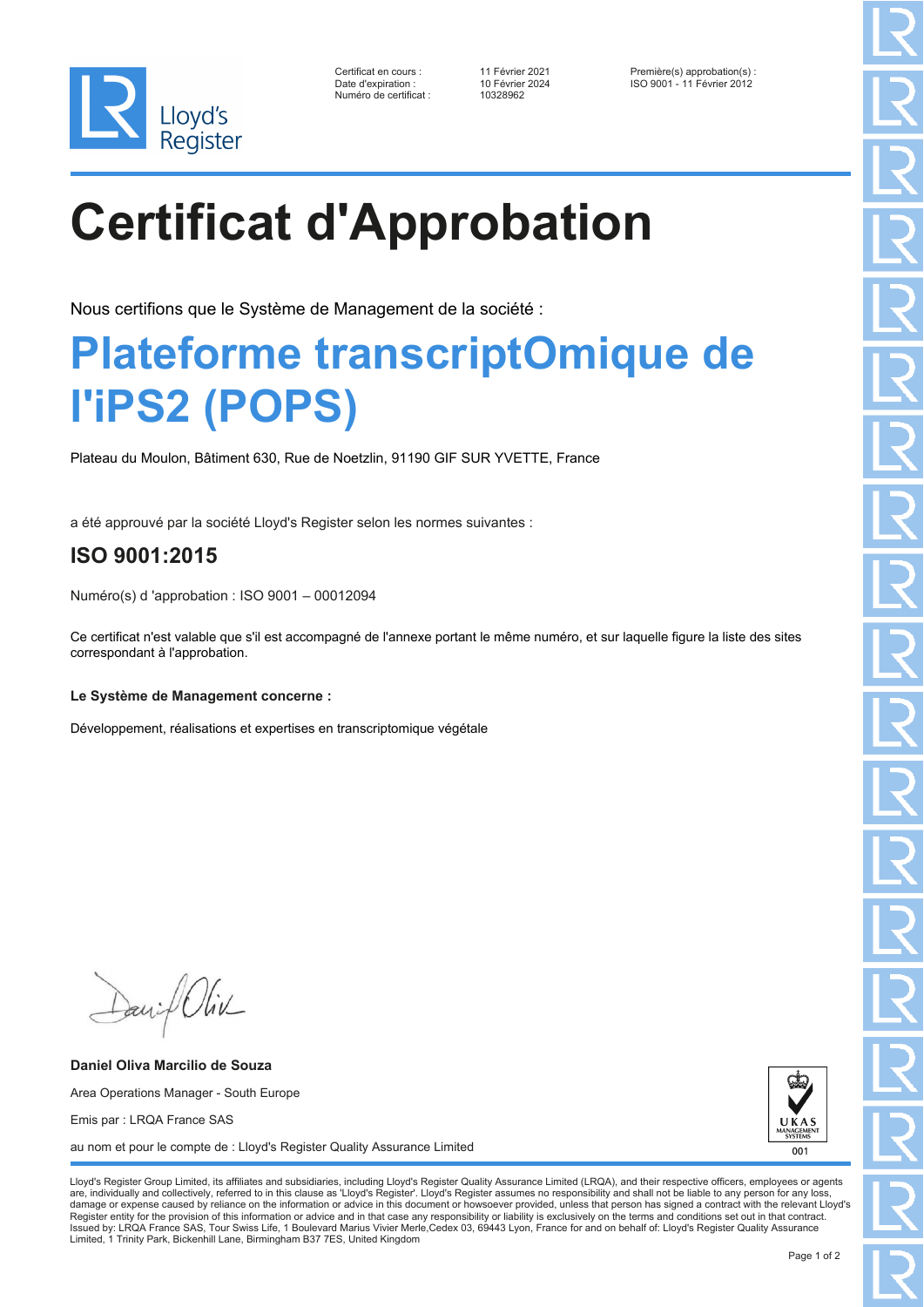Lloyd's Register

| | | |
|---|---|---|
| Certificat en cours : | 11 Février 2021 | Première(s) approbation(s) : |
| Date d'expiration : | 10 Février 2024 | ISO 9001 - 11 Février 2012 |
| Numéro de certificat : | 10328962 | |

# Certificat d'Approbation

Nous certifions que le Système de Management de la société :

## Plateforme transcriptOmique de l'iPS2 (POPS)

Plateau du Moulon, Bâtiment 630, Rue de Noetzlin, 91190 GIF SUR YVETTE, France

a été approuvé par la société Lloyd's Register selon les normes suivantes :

## ISO 9001:2015

Numéro(s) d 'approbation : ISO 9001 – 00012094

Ce certificat n'est valable que s'il est accompagné de l'annexe portant le même numéro, et sur laquelle figure la liste des sites correspondant à l'approbation.

**Le Système de Management concerne :**

Développement, réalisations et expertises en transcriptomique végétale

**Daniel Oliva Marcilio de Souza**

Area Operations Manager - South Europe

Emis par : LRQA France SAS

au nom et pour le compte de : Lloyd's Register Quality Assurance Limited

UKAS MANAGEMENT SYSTEMS 001

Lloyd's Register Group Limited, its affiliates and subsidiaries, including Lloyd's Register Quality Assurance Limited (LRQA), and their respective officers, employees or agents are, individually and collectively, referred to in this clause as 'Lloyd's Register'. Lloyd's Register assumes no responsibility and shall not be liable to any person for any loss, damage or expense caused by reliance on the information or advice in this document or howsoever provided, unless that person has signed a contract with the relevant Lloyd's Register entity for the provision of this information or advice and in that case any responsibility or liability is exclusively on the terms and conditions set out in that contract.
Issued by: LRQA France SAS, Tour Swiss Life, 1 Boulevard Marius Vivier Merle,Cedex 03, 69443 Lyon, France for and on behalf of: Lloyd's Register Quality Assurance Limited, 1 Trinity Park, Bickenhill Lane, Birmingham B37 7ES, United Kingdom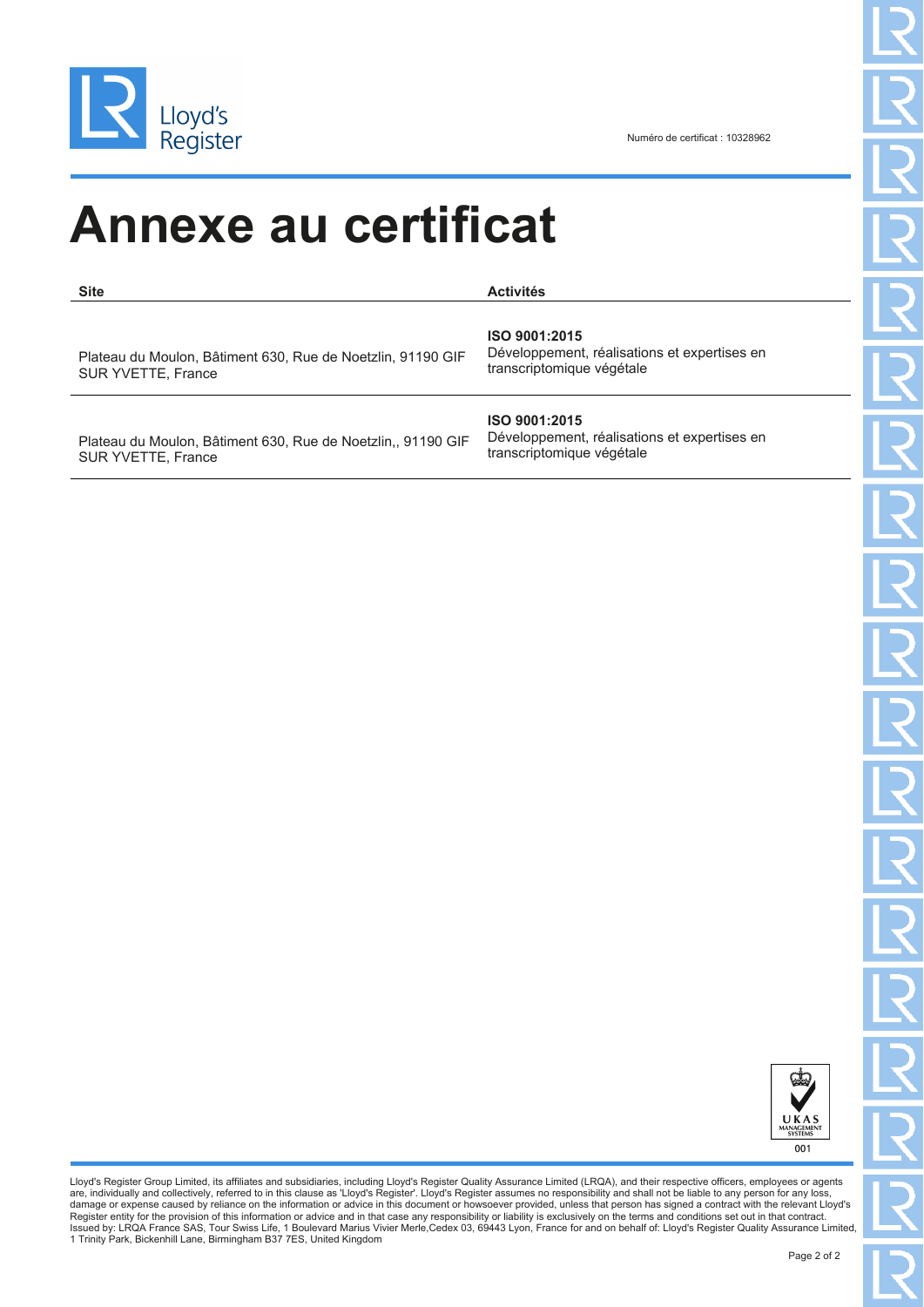Numéro de certificat : 10328962

# Annexe au certificat

| Site | Activités |
| --- | --- |
| Plateau du Moulon, Bâtiment 630, Rue de Noetzlin, 91190 GIF SUR YVETTE, France | **ISO 9001:2015** Développement, réalisations et expertises en transcriptomique végétale |
| Plateau du Moulon, Bâtiment 630, Rue de Noetzlin,, 91190 GIF SUR YVETTE, France | **ISO 9001:2015** Développement, réalisations et expertises en transcriptomique végétale |

UKAS MANAGEMENT SYSTEMS 001

Lloyd's Register Group Limited, its affiliates and subsidiaries, including Lloyd's Register Quality Assurance Limited (LRQA), and their respective officers, employees or agents are, individually and collectively, referred to in this clause as 'Lloyd's Register'. Lloyd's Register assumes no responsibility and shall not be liable to any person for any loss, damage or expense caused by reliance on the information or advice in this document or howsoever provided, unless that person has signed a contract with the relevant Lloyd's Register entity for the provision of this information or advice and in that case any responsibility or liability is exclusively on the terms and conditions set out in that contract.
Issued by: LRQA France SAS, Tour Swiss Life, 1 Boulevard Marius Vivier Merle,Cedex 03, 69443 Lyon, France for and on behalf of: Lloyd's Register Quality Assurance Limited, 1 Trinity Park, Bickenhill Lane, Birmingham B37 7ES, United Kingdom